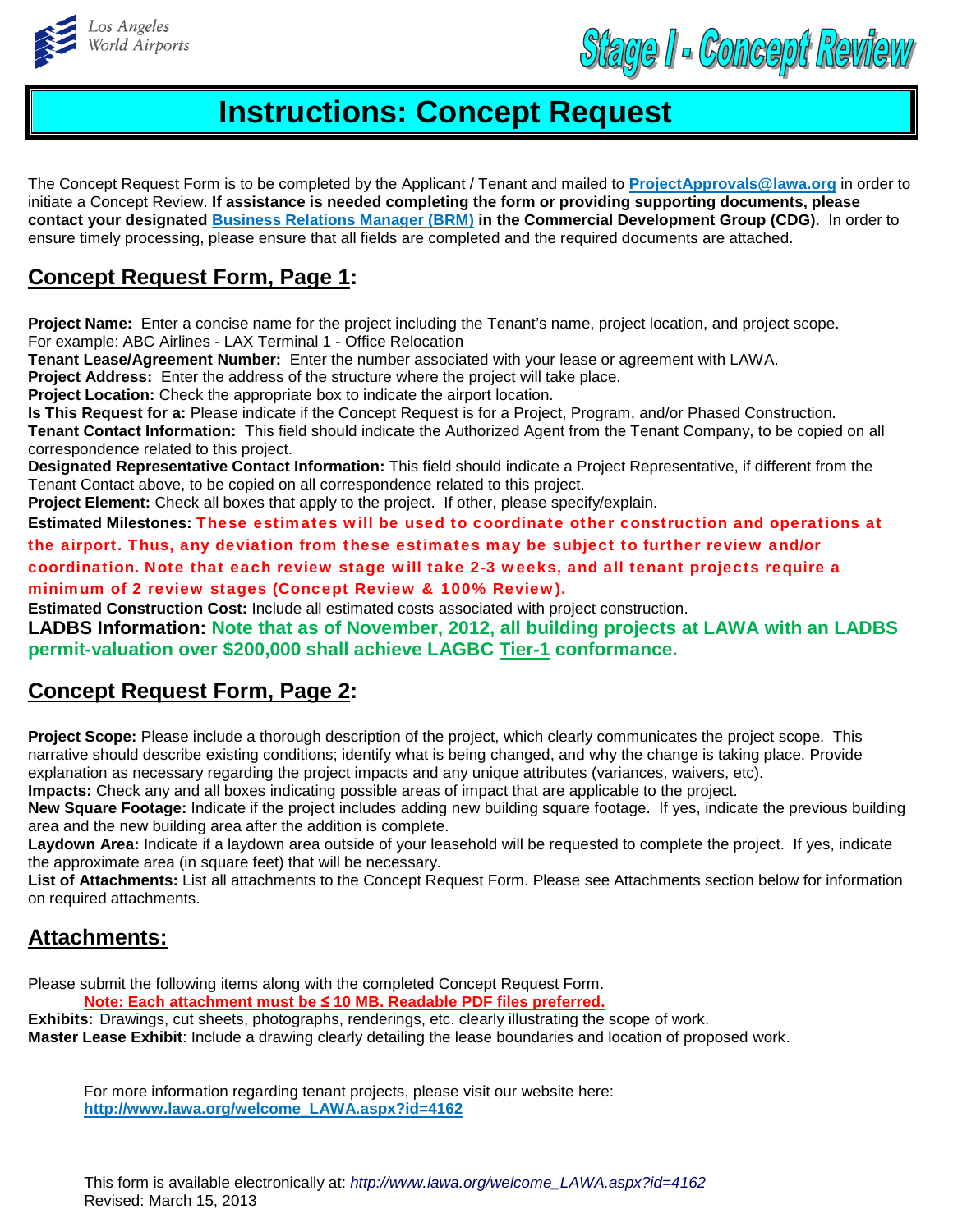Los Angeles World Airports

**Stage I - Concept Review**

# Instructions: Concept Request

The Concept Request Form is to be completed by the Applicant / Tenant and mailed to [ProjectApprovals@lawa.org](mailto:ProjectApprovals@lawa.org) in order to initiate a Concept Review. **If assistance is needed completing the form or providing supporting documents, please contact your designated Business Relations Manager (BRM) in the Commercial Development Group (CDG)**. In order to ensure timely processing, please ensure that all fields are completed and the required documents are attached.

## Concept Request Form, Page 1:

**Project Name:** Enter a concise name for the project including the Tenant's name, project location, and project scope. For example: ABC Airlines - LAX Terminal 1 - Office Relocation
**Tenant Lease/Agreement Number:** Enter the number associated with your lease or agreement with LAWA.
**Project Address:** Enter the address of the structure where the project will take place.
**Project Location:** Check the appropriate box to indicate the airport location.
**Is This Request for a:** Please indicate if the Concept Request is for a Project, Program, and/or Phased Construction.
**Tenant Contact Information:** This field should indicate the Authorized Agent from the Tenant Company, to be copied on all correspondence related to this project.
**Designated Representative Contact Information:** This field should indicate a Project Representative, if different from the Tenant Contact above, to be copied on all correspondence related to this project.
**Project Element:** Check all boxes that apply to the project. If other, please specify/explain.
**Estimated Milestones:** **These estimates will be used to coordinate other construction and operations at the airport. Thus, any deviation from these estimates may be subject to further review and/or coordination. Note that each review stage will take 2-3 weeks, and all tenant projects require a minimum of 2 review stages (Concept Review & 100% Review).**
**Estimated Construction Cost:** Include all estimated costs associated with project construction.
**LADBS Information:** **Note that as of November, 2012, all building projects at LAWA with an LADBS permit-valuation over $200,000 shall achieve LAGBC Tier-1 conformance.**

## Concept Request Form, Page 2:

**Project Scope:** Please include a thorough description of the project, which clearly communicates the project scope. This narrative should describe existing conditions; identify what is being changed, and why the change is taking place. Provide explanation as necessary regarding the project impacts and any unique attributes (variances, waivers, etc).
**Impacts:** Check any and all boxes indicating possible areas of impact that are applicable to the project.
**New Square Footage:** Indicate if the project includes adding new building square footage. If yes, indicate the previous building area and the new building area after the addition is complete.
**Laydown Area:** Indicate if a laydown area outside of your leasehold will be requested to complete the project. If yes, indicate the approximate area (in square feet) that will be necessary.
**List of Attachments:** List all attachments to the Concept Request Form. Please see Attachments section below for information on required attachments.

## Attachments:

Please submit the following items along with the completed Concept Request Form.

**Note: Each attachment must be ≤ 10 MB. Readable PDF files preferred.**

**Exhibits:** Drawings, cut sheets, photographs, renderings, etc. clearly illustrating the scope of work.
**Master Lease Exhibit**: Include a drawing clearly detailing the lease boundaries and location of proposed work.

For more information regarding tenant projects, please visit our website here: [http://www.lawa.org/welcome_LAWA.aspx?id=4162](http://www.lawa.org/welcome_LAWA.aspx?id=4162)

This form is available electronically at: *http://www.lawa.org/welcome_LAWA.aspx?id=4162*
Revised: March 15, 2013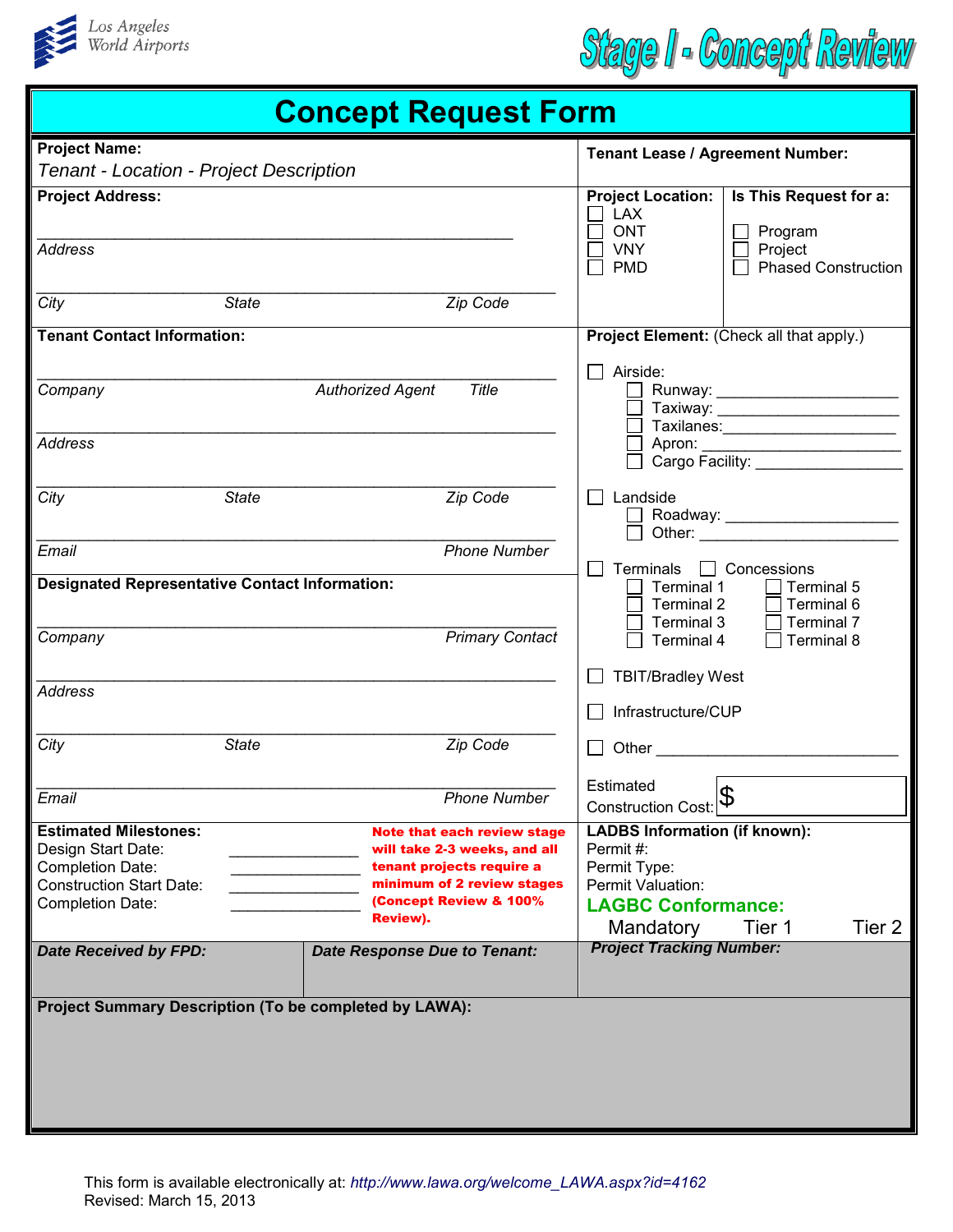Los Angeles World Airports

**Stage I - Concept Review**

# Concept Request Form

**Project Name:**
*Tenant - Location - Project Description*

**Tenant Lease / Agreement Number:**

**Project Address:**

_______________________________________________
*Address*

_______________________________________________
*City* *State* *Zip Code*

**Project Location:**
- ☐ LAX
- ☐ ONT
- ☐ VNY
- ☐ PMD

**Is This Request for a:**
- ☐ Program
- ☐ Project
- ☐ Phased Construction

**Tenant Contact Information:**

_______________________________________________
*Company* *Authorized Agent* *Title*

_______________________________________________
*Address*

_______________________________________________
*City* *State* *Zip Code*

_______________________________________________
*Email* *Phone Number*

**Designated Representative Contact Information:**

_______________________________________________
*Company* *Primary Contact*

_______________________________________________
*Address*

_______________________________________________
*City* *State* *Zip Code*

_______________________________________________
*Email* *Phone Number*

**Project Element:** (Check all that apply.)

- ☐ Airside:
  - ☐ Runway: ____________________
  - ☐ Taxiway: ____________________
  - ☐ Taxilanes: ____________________
  - ☐ Apron: ____________________
  - ☐ Cargo Facility: ________________
- ☐ Landside
  - ☐ Roadway: ____________________
  - ☐ Other: ______________________
- ☐ Terminals ☐ Concessions
  - ☐ Terminal 1 ☐ Terminal 5
  - ☐ Terminal 2 ☐ Terminal 6
  - ☐ Terminal 3 ☐ Terminal 7
  - ☐ Terminal 4 ☐ Terminal 8
- ☐ TBIT/Bradley West
- ☐ Infrastructure/CUP
- ☐ Other __________________________

Estimated Construction Cost: $

**Estimated Milestones:**
- Design Start Date: ______________
- Completion Date: ______________
- Construction Start Date: ______________
- Completion Date: ______________

**Note that each review stage will take 2-3 weeks, and all tenant projects require a minimum of 2 review stages (Concept Review & 100% Review).**

**LADBS Information (if known):**
- Permit #:
- Permit Type:
- Permit Valuation:

**LAGBC Conformance:**
Mandatory Tier 1 Tier 2

***Date Received by FPD:***

***Date Response Due to Tenant:***

***Project Tracking Number:***

**Project Summary Description (To be completed by LAWA):**

This form is available electronically at: *http://www.lawa.org/welcome_LAWA.aspx?id=4162*
Revised: March 15, 2013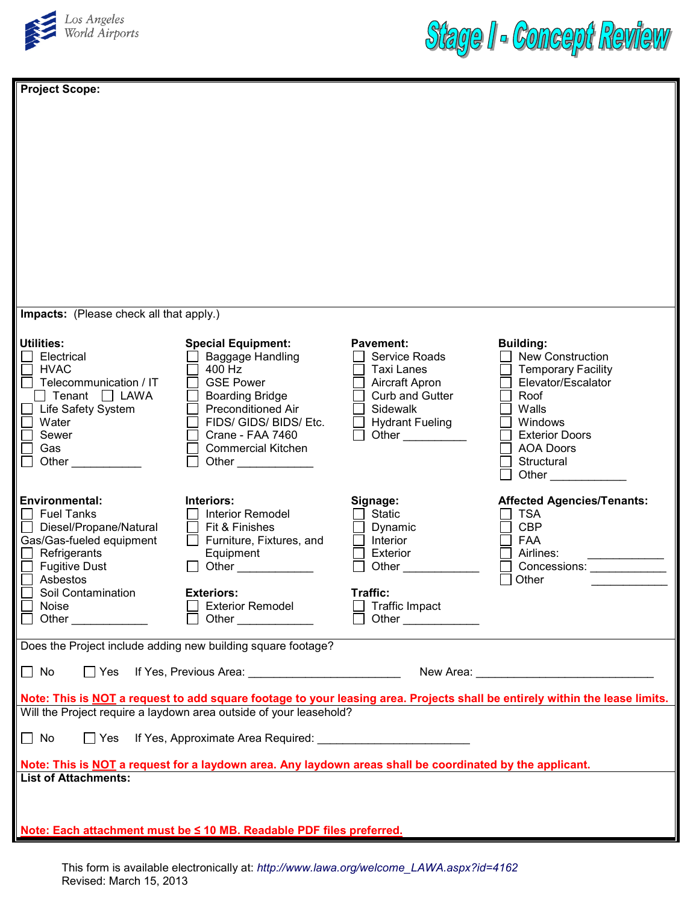Los Angeles World Airports

# Stage I - Concept Review

**Project Scope:**

**Impacts:** (Please check all that apply.)

**Utilities:**
- ☐ Electrical
- ☐ HVAC
- ☐ Telecommunication / IT
  - ☐ Tenant ☐ LAWA
- ☐ Life Safety System
- ☐ Water
- ☐ Sewer
- ☐ Gas
- ☐ Other ___________

**Special Equipment:**
- ☐ Baggage Handling
- ☐ 400 Hz
- ☐ GSE Power
- ☐ Boarding Bridge
- ☐ Preconditioned Air
- ☐ FIDS/ GIDS/ BIDS/ Etc.
- ☐ Crane - FAA 7460
- ☐ Commercial Kitchen
- ☐ Other ____________

**Pavement:**
- ☐ Service Roads
- ☐ Taxi Lanes
- ☐ Aircraft Apron
- ☐ Curb and Gutter
- ☐ Sidewalk
- ☐ Hydrant Fueling
- ☐ Other __________

**Building:**
- ☐ New Construction
- ☐ Temporary Facility
- ☐ Elevator/Escalator
- ☐ Roof
- ☐ Walls
- ☐ Windows
- ☐ Exterior Doors
- ☐ AOA Doors
- ☐ Structural
- ☐ Other ____________

**Environmental:**
- ☐ Fuel Tanks
- ☐ Diesel/Propane/Natural Gas/Gas-fueled equipment
- ☐ Refrigerants
- ☐ Fugitive Dust
- ☐ Asbestos
- ☐ Soil Contamination
- ☐ Noise
- ☐ Other ____________

**Interiors:**
- ☐ Interior Remodel
- ☐ Fit & Finishes
- ☐ Furniture, Fixtures, and Equipment
- ☐ Other ____________

**Exteriors:**
- ☐ Exterior Remodel
- ☐ Other ____________

**Signage:**
- ☐ Static
- ☐ Dynamic
- ☐ Interior
- ☐ Exterior
- ☐ Other ____________

**Traffic:**
- ☐ Traffic Impact
- ☐ Other ____________

**Affected Agencies/Tenants:**
- ☐ TSA
- ☐ CBP
- ☐ FAA
- ☐ Airlines: ____________
- ☐ Concessions: ____________
- ☐ Other ____________

Does the Project include adding new building square footage?

☐ No ☐ Yes If Yes, Previous Area: ________________________ New Area: ____________________________

**Note: This is NOT a request to add square footage to your leasing area. Projects shall be entirely within the lease limits.**

Will the Project require a laydown area outside of your leasehold?

☐ No ☐ Yes If Yes, Approximate Area Required: ________________________

**Note: This is NOT a request for a laydown area. Any laydown areas shall be coordinated by the applicant.**

**List of Attachments:**

**Note: Each attachment must be ≤ 10 MB. Readable PDF files preferred.**

This form is available electronically at: *http://www.lawa.org/welcome_LAWA.aspx?id=4162*
Revised: March 15, 2013